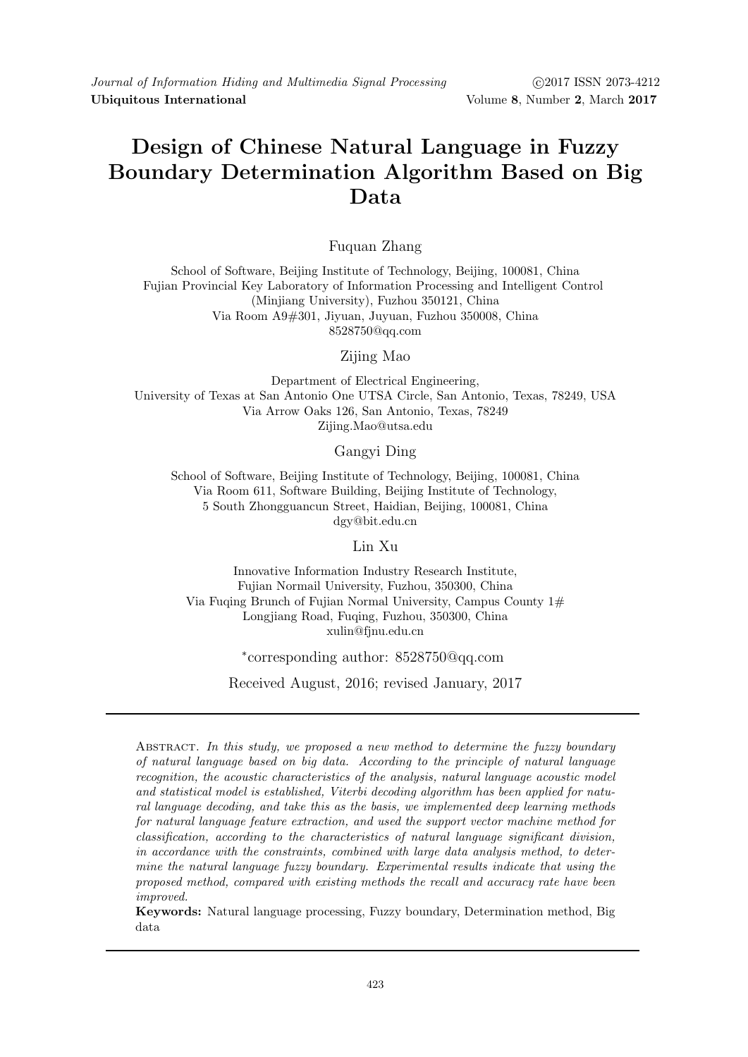# Design of Chinese Natural Language in Fuzzy Boundary Determination Algorithm Based on Big Data

Fuquan Zhang

School of Software, Beijing Institute of Technology, Beijing, 100081, China
Fujian Provincial Key Laboratory of Information Processing and Intelligent Control
(Minjiang University), Fuzhou 350121, China
Via Room A9#301, Jiyuan, Juyuan, Fuzhou 350008, China
8528750@qq.com

Zijing Mao

Department of Electrical Engineering,
University of Texas at San Antonio One UTSA Circle, San Antonio, Texas, 78249, USA
Via Arrow Oaks 126, San Antonio, Texas, 78249
Zijing.Mao@utsa.edu

Gangyi Ding

School of Software, Beijing Institute of Technology, Beijing, 100081, China
Via Room 611, Software Building, Beijing Institute of Technology,
5 South Zhongguancun Street, Haidian, Beijing, 100081, China
dgy@bit.edu.cn

Lin Xu

Innovative Information Industry Research Institute,
Fujian Normail University, Fuzhou, 350300, China
Via Fuqing Brunch of Fujian Normal University, Campus County 1#
Longjiang Road, Fuqing, Fuzhou, 350300, China
xulin@fjnu.edu.cn

*corresponding author: 8528750@qq.com

Received August, 2016; revised January, 2017

---

Abstract. *In this study, we proposed a new method to determine the fuzzy boundary of natural language based on big data. According to the principle of natural language recognition, the acoustic characteristics of the analysis, natural language acoustic model and statistical model is established, Viterbi decoding algorithm has been applied for natural language decoding, and take this as the basis, we implemented deep learning methods for natural language feature extraction, and used the support vector machine method for classification, according to the characteristics of natural language significant division, in accordance with the constraints, combined with large data analysis method, to determine the natural language fuzzy boundary. Experimental results indicate that using the proposed method, compared with existing methods the recall and accuracy rate have been improved.*

**Keywords:** Natural language processing, Fuzzy boundary, Determination method, Big data

---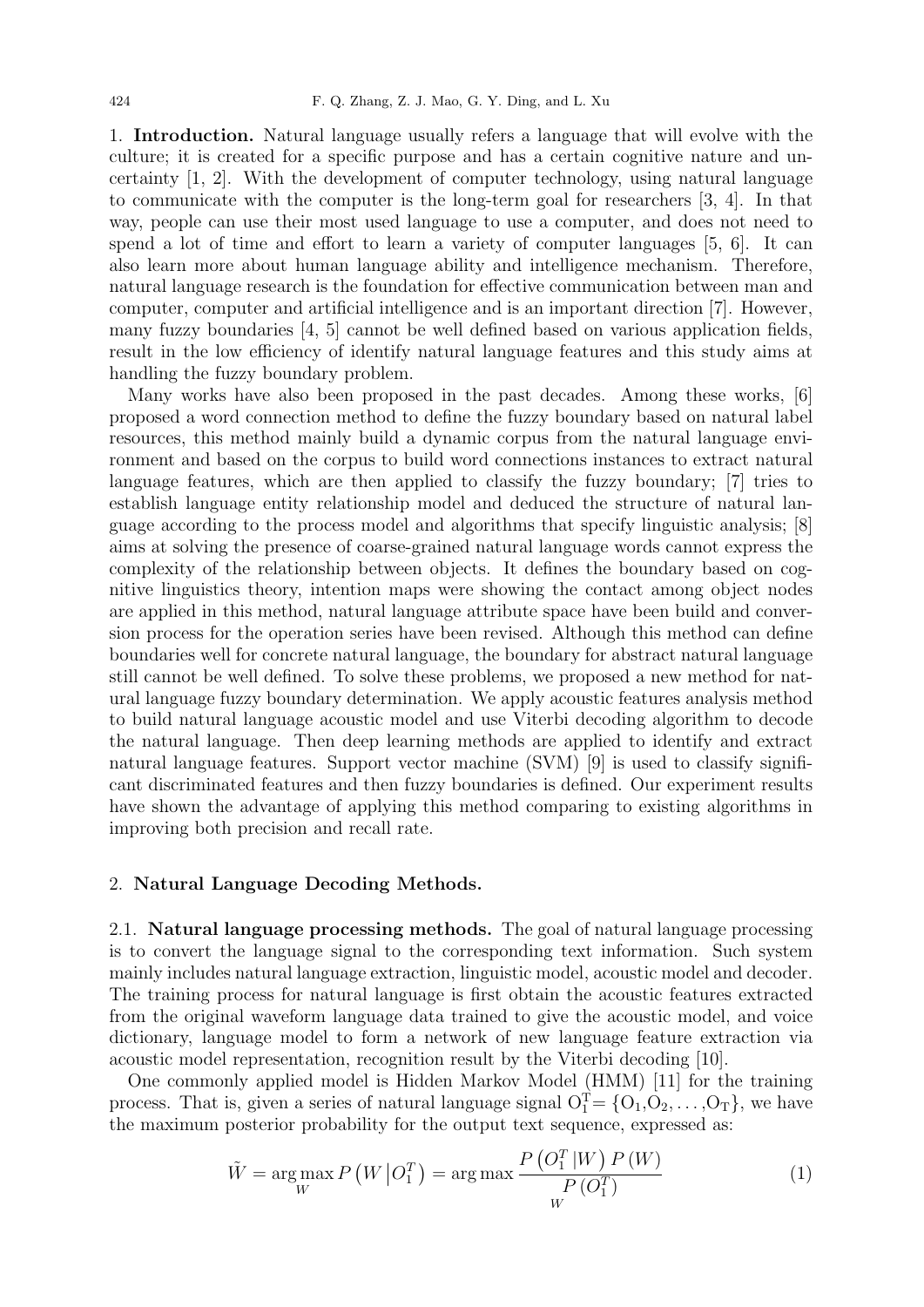1. **Introduction.** Natural language usually refers a language that will evolve with the culture; it is created for a specific purpose and has a certain cognitive nature and uncertainty [1, 2]. With the development of computer technology, using natural language to communicate with the computer is the long-term goal for researchers [3, 4]. In that way, people can use their most used language to use a computer, and does not need to spend a lot of time and effort to learn a variety of computer languages [5, 6]. It can also learn more about human language ability and intelligence mechanism. Therefore, natural language research is the foundation for effective communication between man and computer, computer and artificial intelligence and is an important direction [7]. However, many fuzzy boundaries [4, 5] cannot be well defined based on various application fields, result in the low efficiency of identify natural language features and this study aims at handling the fuzzy boundary problem.

Many works have also been proposed in the past decades. Among these works, [6] proposed a word connection method to define the fuzzy boundary based on natural label resources, this method mainly build a dynamic corpus from the natural language environment and based on the corpus to build word connections instances to extract natural language features, which are then applied to classify the fuzzy boundary; [7] tries to establish language entity relationship model and deduced the structure of natural language according to the process model and algorithms that specify linguistic analysis; [8] aims at solving the presence of coarse-grained natural language words cannot express the complexity of the relationship between objects. It defines the boundary based on cognitive linguistics theory, intention maps were showing the contact among object nodes are applied in this method, natural language attribute space have been build and conversion process for the operation series have been revised. Although this method can define boundaries well for concrete natural language, the boundary for abstract natural language still cannot be well defined. To solve these problems, we proposed a new method for natural language fuzzy boundary determination. We apply acoustic features analysis method to build natural language acoustic model and use Viterbi decoding algorithm to decode the natural language. Then deep learning methods are applied to identify and extract natural language features. Support vector machine (SVM) [9] is used to classify significant discriminated features and then fuzzy boundaries is defined. Our experiment results have shown the advantage of applying this method comparing to existing algorithms in improving both precision and recall rate.

## 2. Natural Language Decoding Methods.

### 2.1. Natural language processing methods.

The goal of natural language processing is to convert the language signal to the corresponding text information. Such system mainly includes natural language extraction, linguistic model, acoustic model and decoder. The training process for natural language is first obtain the acoustic features extracted from the original waveform language data trained to give the acoustic model, and voice dictionary, language model to form a network of new language feature extraction via acoustic model representation, recognition result by the Viterbi decoding [10].

One commonly applied model is Hidden Markov Model (HMM) [11] for the training process. That is, given a series of natural language signal $O_1^T = \{O_1, O_2, \ldots, O_T\}$, we have the maximum posterior probability for the output text sequence, expressed as:

$$\tilde{W} = \arg\max_{W} P\left(W \left| O_1^T\right.\right) = \arg\max_{W} \frac{P\left(O_1^T \left| W\right.\right) P\left(W\right)}{P\left(O_1^T\right)} \tag{1}$$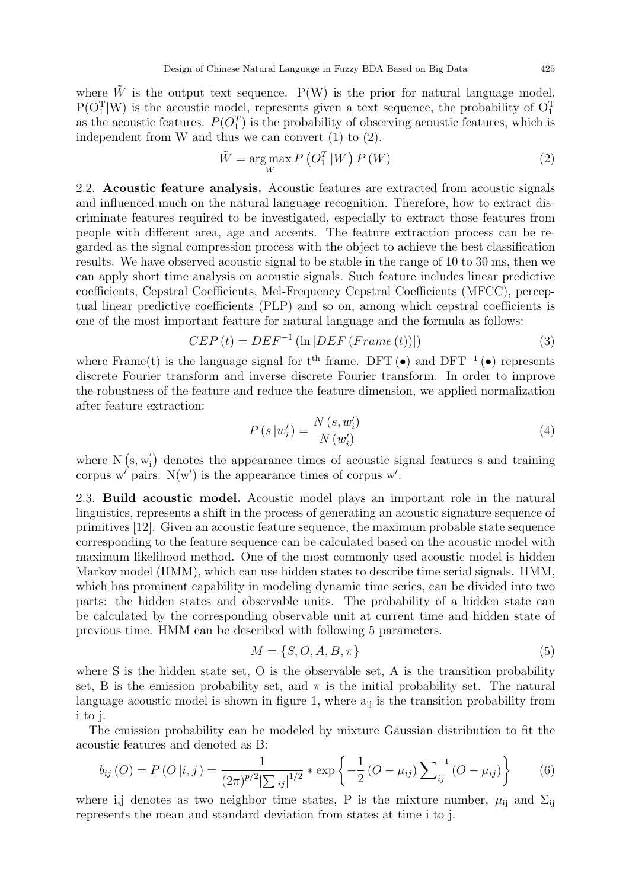where $\tilde{W}$ is the output text sequence. P(W) is the prior for natural language model. $P(O_1^T|W)$ is the acoustic model, represents given a text sequence, the probability of $O_1^T$ as the acoustic features. $P(O_1^T)$ is the probability of observing acoustic features, which is independent from W and thus we can convert (1) to (2).

$$\tilde{W} = \arg\max_{W} P\left(O_1^T \left| W\right.\right) P\left(W\right) \tag{2}$$

2.2. **Acoustic feature analysis.** Acoustic features are extracted from acoustic signals and influenced much on the natural language recognition. Therefore, how to extract discriminate features required to be investigated, especially to extract those features from people with different area, age and accents. The feature extraction process can be regarded as the signal compression process with the object to achieve the best classification results. We have observed acoustic signal to be stable in the range of 10 to 30 ms, then we can apply short time analysis on acoustic signals. Such feature includes linear predictive coefficients, Cepstral Coefficients, Mel-Frequency Cepstral Coefficients (MFCC), perceptual linear predictive coefficients (PLP) and so on, among which cepstral coefficients is one of the most important feature for natural language and the formula as follows:

$$CEP\left(t\right) = DEF^{-1}\left(\ln\left|DEF\left(Frame\left(t\right)\right)\right|\right) \tag{3}$$

where Frame(t) is the language signal for $t^{\text{th}}$ frame. DFT $(\bullet)$ and $\text{DFT}^{-1}(\bullet)$ represents discrete Fourier transform and inverse discrete Fourier transform. In order to improve the robustness of the feature and reduce the feature dimension, we applied normalization after feature extraction:

$$P\left(s\left|w_i'\right.\right) = \frac{N\left(s, w_i'\right)}{N\left(w_i'\right)} \tag{4}$$

where $N\left(s, w_i'\right)$ denotes the appearance times of acoustic signal features s and training corpus $w'$ pairs. $N(w')$ is the appearance times of corpus $w'$.

2.3. **Build acoustic model.** Acoustic model plays an important role in the natural linguistics, represents a shift in the process of generating an acoustic signature sequence of primitives [12]. Given an acoustic feature sequence, the maximum probable state sequence corresponding to the feature sequence can be calculated based on the acoustic model with maximum likelihood method. One of the most commonly used acoustic model is hidden Markov model (HMM), which can use hidden states to describe time serial signals. HMM, which has prominent capability in modeling dynamic time series, can be divided into two parts: the hidden states and observable units. The probability of a hidden state can be calculated by the corresponding observable unit at current time and hidden state of previous time. HMM can be described with following 5 parameters.

$$M = \{S, O, A, B, \pi\} \tag{5}$$

where S is the hidden state set, O is the observable set, A is the transition probability set, B is the emission probability set, and $\pi$ is the initial probability set. The natural language acoustic model is shown in figure 1, where $a_{ij}$ is the transition probability from i to j.

The emission probability can be modeled by mixture Gaussian distribution to fit the acoustic features and denoted as B:

$$b_{ij}\left(O\right) = P\left(O\left|i, j\right.\right) = \frac{1}{\left(2\pi\right)^{p/2}\left|\sum_{ij}\right|^{1/2}} * \exp\left\{-\frac{1}{2}\left(O - \mu_{ij}\right)\sum\nolimits_{ij}^{-1}\left(O - \mu_{ij}\right)\right\} \tag{6}$$

where i,j denotes as two neighbor time states, P is the mixture number, $\mu_{ij}$ and $\Sigma_{ij}$ represents the mean and standard deviation from states at time i to j.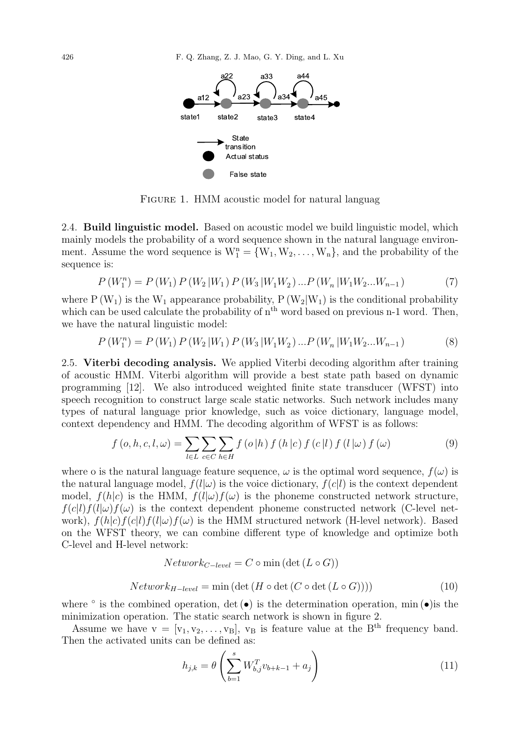a22 a33 a44

a12 a23 a34 a45

state1 state2 state3 state4

State transition

Actual status

False state

FIGURE 1. HMM acoustic model for natural languag

2.4. **Build linguistic model.** Based on acoustic model we build linguistic model, which mainly models the probability of a word sequence shown in the natural language environment. Assume the word sequence is $W_1^n = \{W_1, W_2, \ldots, W_n\}$, and the probability of the sequence is:

$$P(W_1^n) = P(W_1)P(W_2|W_1)P(W_3|W_1W_2)\ldots P(W_n|W_1W_2\ldots W_{n-1}) \tag{7}$$

where $P(W_1)$ is the $W_1$ appearance probability, $P(W_2|W_1)$ is the conditional probability which can be used calculate the probability of $n^{th}$ word based on previous n-1 word. Then, we have the natural linguistic model:

$$P(W_1^n) = P(W_1)P(W_2|W_1)P(W_3|W_1W_2)\ldots P(W_n|W_1W_2\ldots W_{n-1}) \tag{8}$$

2.5. **Viterbi decoding analysis.** We applied Viterbi decoding algorithm after training of acoustic HMM. Viterbi algorithm will provide a best state path based on dynamic programming [12]. We also introduced weighted finite state transducer (WFST) into speech recognition to construct large scale static networks. Such network includes many types of natural language prior knowledge, such as voice dictionary, language model, context dependency and HMM. The decoding algorithm of WFST is as follows:

$$f(o,h,c,l,\omega) = \sum_{l\in L}\sum_{c\in C}\sum_{h\in H} f(o|h)f(h|c)f(c|l)f(l|\omega)f(\omega) \tag{9}$$

where o is the natural language feature sequence, $\omega$ is the optimal word sequence, $f(\omega)$ is the natural language model, $f(l|\omega)$ is the voice dictionary, $f(c|l)$ is the context dependent model, $f(h|c)$ is the HMM, $f(l|\omega)f(\omega)$ is the phoneme constructed network structure, $f(c|l)f(l|\omega)f(\omega)$ is the context dependent phoneme constructed network (C-level network), $f(h|c)f(c|l)f(l|\omega)f(\omega)$ is the HMM structured network (H-level network). Based on the WFST theory, we can combine different type of knowledge and optimize both C-level and H-level network:

$$Network_{C-level} = C \circ \min(\det(L \circ G))$$

$$Network_{H-level} = \min(\det(H \circ \det(C \circ \det(L \circ G)))) \tag{10}$$

where $\circ$ is the combined operation, $\det(\bullet)$ is the determination operation, $\min(\bullet)$ is the minimization operation. The static search network is shown in figure 2.

Assume we have $v = [v_1, v_2, \ldots, v_B]$, $v_B$ is feature value at the $B^{th}$ frequency band. Then the activated units can be defined as:

$$h_{j,k} = \theta\left(\sum_{b=1}^{s} W_{b,j}^T v_{b+k-1} + a_j\right) \tag{11}$$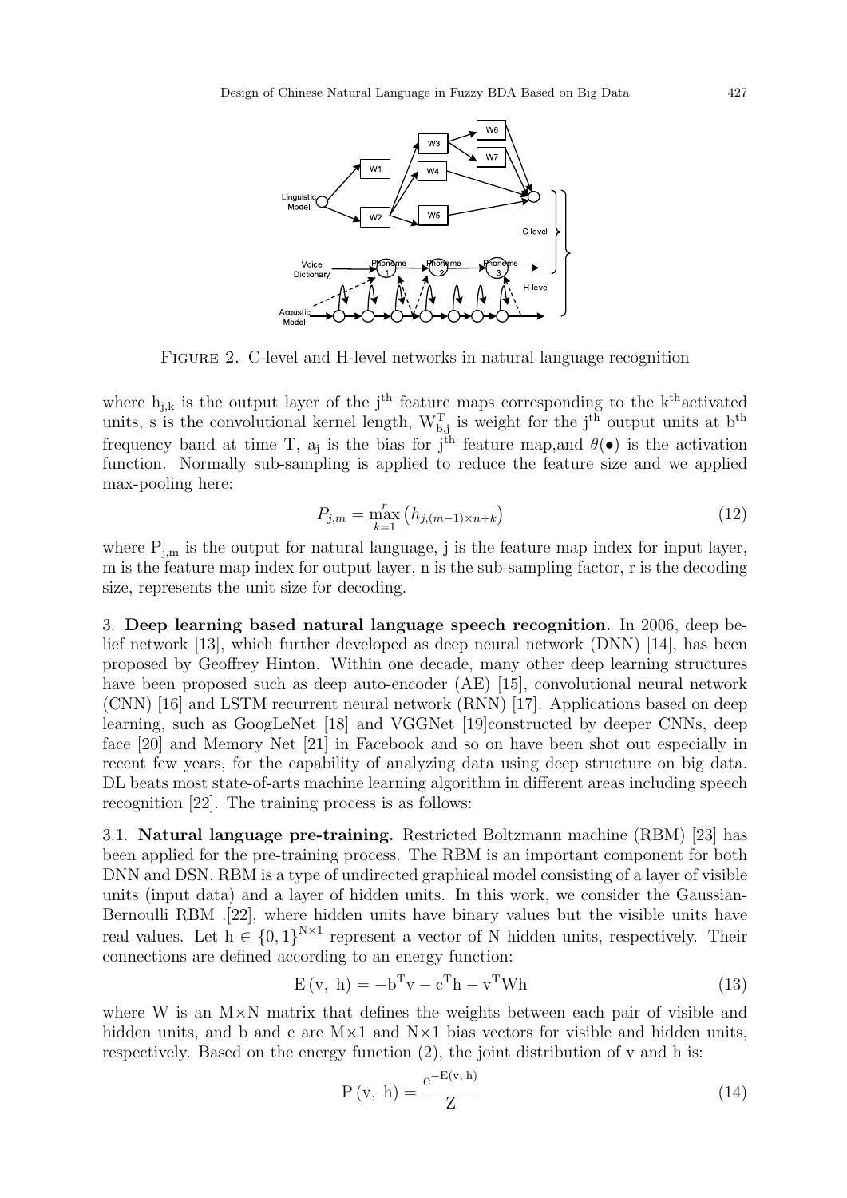Linguistic Model

W1

W2

W3

W4

W5

W6

W7

C-level

Voice Dictionary

Phoneme 1

Phoneme 2

Phoneme 3

H-level

Acoustic Model

Figure 2. C-level and H-level networks in natural language recognition

where $h_{j,k}$ is the output layer of the $j^{th}$ feature maps corresponding to the $k^{th}$activated units, s is the convolutional kernel length, $W_{b,j}^{T}$ is weight for the $j^{th}$ output units at $b^{th}$ frequency band at time T, $a_j$ is the bias for $j^{th}$ feature map,and $\theta(\bullet)$ is the activation function. Normally sub-sampling is applied to reduce the feature size and we applied max-pooling here:

$$P_{j,m} = \max_{k=1}^{r}\left(h_{j,(m-1)\times n+k}\right) \tag{12}$$

where $P_{j,m}$ is the output for natural language, j is the feature map index for input layer, m is the feature map index for output layer, n is the sub-sampling factor, r is the decoding size, represents the unit size for decoding.

## 3. Deep learning based natural language speech recognition.

In 2006, deep belief network [13], which further developed as deep neural network (DNN) [14], has been proposed by Geoffrey Hinton. Within one decade, many other deep learning structures have been proposed such as deep auto-encoder (AE) [15], convolutional neural network (CNN) [16] and LSTM recurrent neural network (RNN) [17]. Applications based on deep learning, such as GoogLeNet [18] and VGGNet [19]constructed by deeper CNNs, deep face [20] and Memory Net [21] in Facebook and so on have been shot out especially in recent few years, for the capability of analyzing data using deep structure on big data. DL beats most state-of-arts machine learning algorithm in different areas including speech recognition [22]. The training process is as follows:

### 3.1. Natural language pre-training.

Restricted Boltzmann machine (RBM) [23] has been applied for the pre-training process. The RBM is an important component for both DNN and DSN. RBM is a type of undirected graphical model consisting of a layer of visible units (input data) and a layer of hidden units. In this work, we consider the Gaussian-Bernoulli RBM .[22], where hidden units have binary values but the visible units have real values. Let $h \in \{0,1\}^{N\times 1}$ represent a vector of N hidden units, respectively. Their connections are defined according to an energy function:

$$\mathrm{E}(\mathrm{v},\ \mathrm{h}) = -\mathrm{b}^{\mathrm{T}}\mathrm{v} - \mathrm{c}^{\mathrm{T}}\mathrm{h} - \mathrm{v}^{\mathrm{T}}\mathrm{W}\mathrm{h} \tag{13}$$

where W is an M×N matrix that defines the weights between each pair of visible and hidden units, and b and c are M×1 and N×1 bias vectors for visible and hidden units, respectively. Based on the energy function (2), the joint distribution of v and h is:

$$\mathrm{P}(\mathrm{v},\ \mathrm{h}) = \frac{\mathrm{e}^{-\mathrm{E}(\mathrm{v},\ \mathrm{h})}}{\mathrm{Z}} \tag{14}$$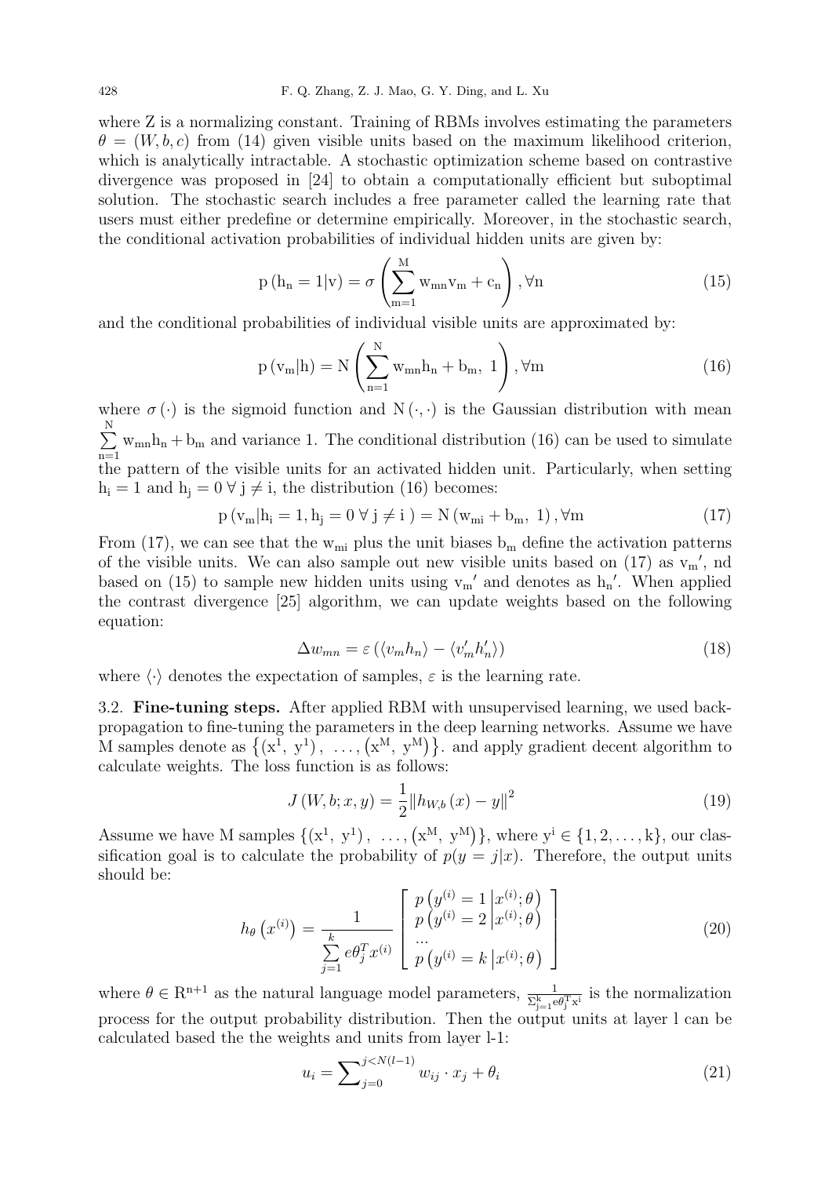where Z is a normalizing constant. Training of RBMs involves estimating the parameters $\theta = (W, b, c)$ from (14) given visible units based on the maximum likelihood criterion, which is analytically intractable. A stochastic optimization scheme based on contrastive divergence was proposed in [24] to obtain a computationally efficient but suboptimal solution. The stochastic search includes a free parameter called the learning rate that users must either predefine or determine empirically. Moreover, in the stochastic search, the conditional activation probabilities of individual hidden units are given by:

$$\mathrm{p}\left(\mathrm{h_n} = 1|\mathrm{v}\right) = \sigma\left(\sum_{\mathrm{m}=1}^{\mathrm{M}} \mathrm{w_{mn}v_m} + \mathrm{c_n}\right), \forall \mathrm{n} \tag{15}$$

and the conditional probabilities of individual visible units are approximated by:

$$\mathrm{p}\left(\mathrm{v_m}|\mathrm{h}\right) = \mathrm{N}\left(\sum_{\mathrm{n}=1}^{\mathrm{N}} \mathrm{w_{mn}h_n} + \mathrm{b_m},\ 1\right), \forall \mathrm{m} \tag{16}$$

where $\sigma(\cdot)$ is the sigmoid function and $\mathrm{N}(\cdot,\cdot)$ is the Gaussian distribution with mean $\sum_{\mathrm{n}=1}^{\mathrm{N}} \mathrm{w_{mn}h_n} + \mathrm{b_m}$ and variance 1. The conditional distribution (16) can be used to simulate the pattern of the visible units for an activated hidden unit. Particularly, when setting $\mathrm{h_i} = 1$ and $\mathrm{h_j} = 0\ \forall\ \mathrm{j} \neq \mathrm{i}$, the distribution (16) becomes:

$$\mathrm{p}\left(\mathrm{v_m}|\mathrm{h_i} = 1, \mathrm{h_j} = 0\ \forall\ \mathrm{j} \neq \mathrm{i}\ \right) = \mathrm{N}\left(\mathrm{w_{mi}} + \mathrm{b_m},\ 1\right), \forall \mathrm{m} \tag{17}$$

From (17), we can see that the $\mathrm{w_{mi}}$ plus the unit biases $\mathrm{b_m}$ define the activation patterns of the visible units. We can also sample out new visible units based on (17) as $\mathrm{v_m}'$, nd based on (15) to sample new hidden units using $\mathrm{v_m}'$ and denotes as $\mathrm{h_n}'$. When applied the contrast divergence [25] algorithm, we can update weights based on the following equation:

$$\Delta w_{mn} = \varepsilon\left(\langle v_m h_n\rangle - \langle v_m' h_n'\rangle\right) \tag{18}$$

where $\langle\cdot\rangle$ denotes the expectation of samples, $\varepsilon$ is the learning rate.

3.2. **Fine-tuning steps.** After applied RBM with unsupervised learning, we used back-propagation to fine-tuning the parameters in the deep learning networks. Assume we have M samples denote as $\left\{\left(\mathrm{x}^1,\ \mathrm{y}^1\right),\ \ldots, \left(\mathrm{x}^\mathrm{M},\ \mathrm{y}^\mathrm{M}\right)\right\}$. and apply gradient decent algorithm to calculate weights. The loss function is as follows:

$$J\left(W, b; x, y\right) = \frac{1}{2}\left\|h_{W,b}\left(x\right) - y\right\|^2 \tag{19}$$

Assume we have M samples $\left\{\left(\mathrm{x}^1,\ \mathrm{y}^1\right),\ \ldots, \left(\mathrm{x}^\mathrm{M},\ \mathrm{y}^\mathrm{M}\right)\right\}$, where $\mathrm{y}^\mathrm{i} \in \{1, 2, \ldots, \mathrm{k}\}$, our classification goal is to calculate the probability of $p(y = j|x)$. Therefore, the output units should be:

$$h_\theta\left(x^{(i)}\right) = \frac{1}{\sum\limits_{j=1}^{k} e\theta_j^T x^{(i)}} \begin{bmatrix} p\left(y^{(i)} = 1\left|x^{(i)}; \theta\right.\right) \\ p\left(y^{(i)} = 2\left|x^{(i)}; \theta\right.\right) \\ \ldots \\ p\left(y^{(i)} = k\left|x^{(i)}; \theta\right.\right) \end{bmatrix} \tag{20}$$

where $\theta \in \mathrm{R}^{\mathrm{n}+1}$ as the natural language model parameters, $\frac{1}{\Sigma_{\mathrm{j}=1}^{\mathrm{k}} \mathrm{e}\theta_\mathrm{j}^\mathrm{T}\mathrm{x}^\mathrm{i}}$ is the normalization process for the output probability distribution. Then the output units at layer l can be calculated based the the weights and units from layer l-1:

$$u_i = \sum\nolimits_{j=0}^{j<N(l-1)} w_{ij} \cdot x_j + \theta_i \tag{21}$$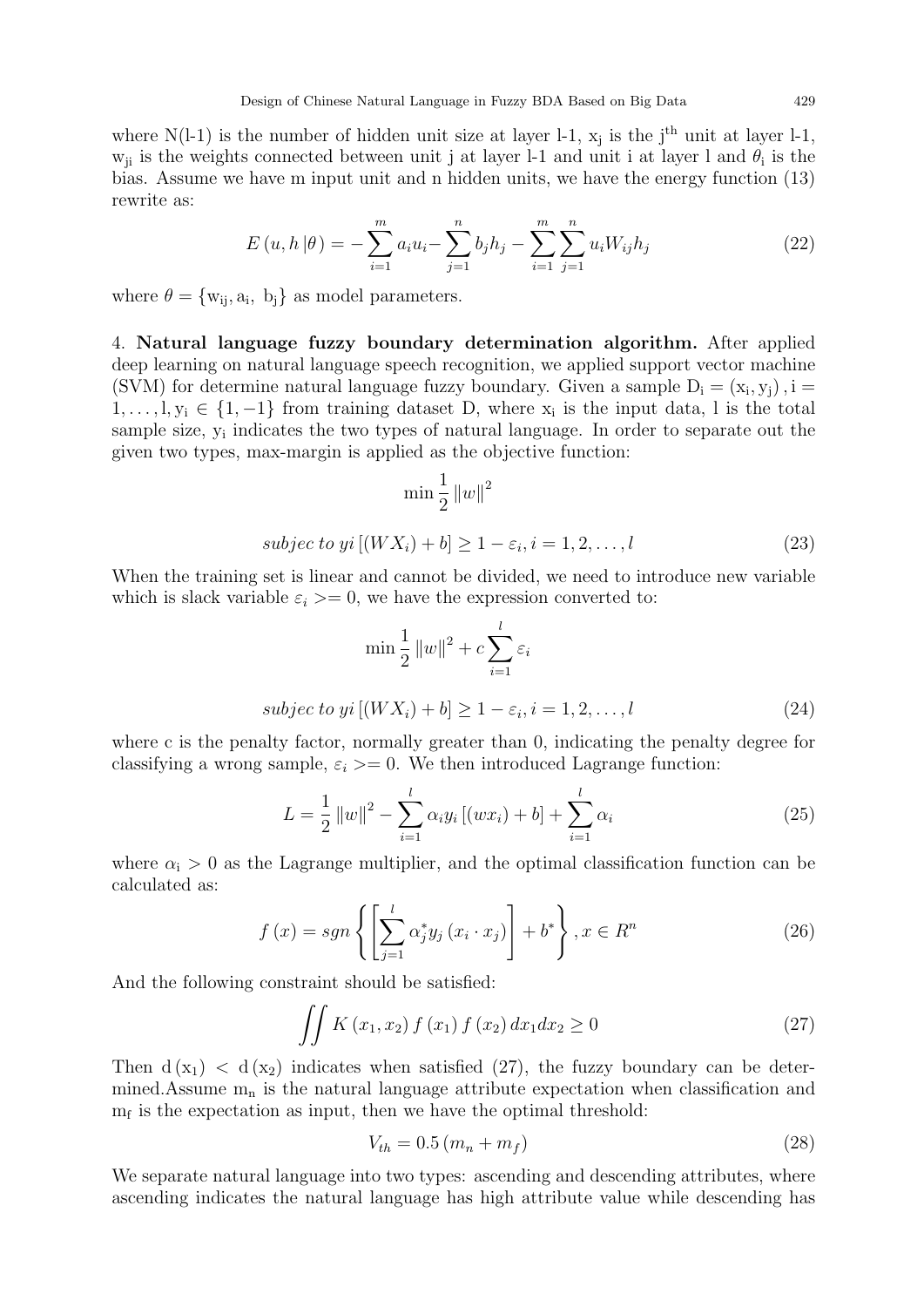where N(l-1) is the number of hidden unit size at layer l-1, $x_j$ is the $j^{th}$ unit at layer l-1, $w_{ji}$ is the weights connected between unit j at layer l-1 and unit i at layer l and $\theta_i$ is the bias. Assume we have m input unit and n hidden units, we have the energy function (13) rewrite as:

$$E(u, h|\theta) = -\sum_{i=1}^{m} a_i u_i - \sum_{j=1}^{n} b_j h_j - \sum_{i=1}^{m}\sum_{j=1}^{n} u_i W_{ij} h_j \tag{22}$$

where $\theta = \{w_{ij}, a_i, b_j\}$ as model parameters.

4. **Natural language fuzzy boundary determination algorithm.** After applied deep learning on natural language speech recognition, we applied support vector machine (SVM) for determine natural language fuzzy boundary. Given a sample $D_i = (x_i, y_j), i = 1, \ldots, l, y_i \in \{1, -1\}$ from training dataset D, where $x_i$ is the input data, l is the total sample size, $y_i$ indicates the two types of natural language. In order to separate out the given two types, max-margin is applied as the objective function:

$$\min \frac{1}{2}\|w\|^2$$

$$subjec\ to\ yi\left[(WX_i) + b\right] \geq 1 - \varepsilon_i, i = 1, 2, \ldots, l \tag{23}$$

When the training set is linear and cannot be divided, we need to introduce new variable which is slack variable $\varepsilon_i >= 0$, we have the expression converted to:

$$\min \frac{1}{2}\|w\|^2 + c\sum_{i=1}^{l}\varepsilon_i$$

$$subjec\ to\ yi\left[(WX_i) + b\right] \geq 1 - \varepsilon_i, i = 1, 2, \ldots, l \tag{24}$$

where c is the penalty factor, normally greater than 0, indicating the penalty degree for classifying a wrong sample, $\varepsilon_i >= 0$. We then introduced Lagrange function:

$$L = \frac{1}{2}\|w\|^2 - \sum_{i=1}^{l}\alpha_i y_i\left[(wx_i) + b\right] + \sum_{i=1}^{l}\alpha_i \tag{25}$$

where $\alpha_i > 0$ as the Lagrange multiplier, and the optimal classification function can be calculated as:

$$f(x) = sgn\left\{\left[\sum_{j=1}^{l}\alpha_j^* y_j (x_i \cdot x_j)\right] + b^*\right\}, x \in R^n \tag{26}$$

And the following constraint should be satisfied:

$$\iint K(x_1, x_2) f(x_1) f(x_2) dx_1 dx_2 \geq 0 \tag{27}$$

Then $d(x_1) < d(x_2)$ indicates when satisfied (27), the fuzzy boundary can be determined.Assume $m_n$ is the natural language attribute expectation when classification and $m_f$ is the expectation as input, then we have the optimal threshold:

$$V_{th} = 0.5(m_n + m_f) \tag{28}$$

We separate natural language into two types: ascending and descending attributes, where ascending indicates the natural language has high attribute value while descending has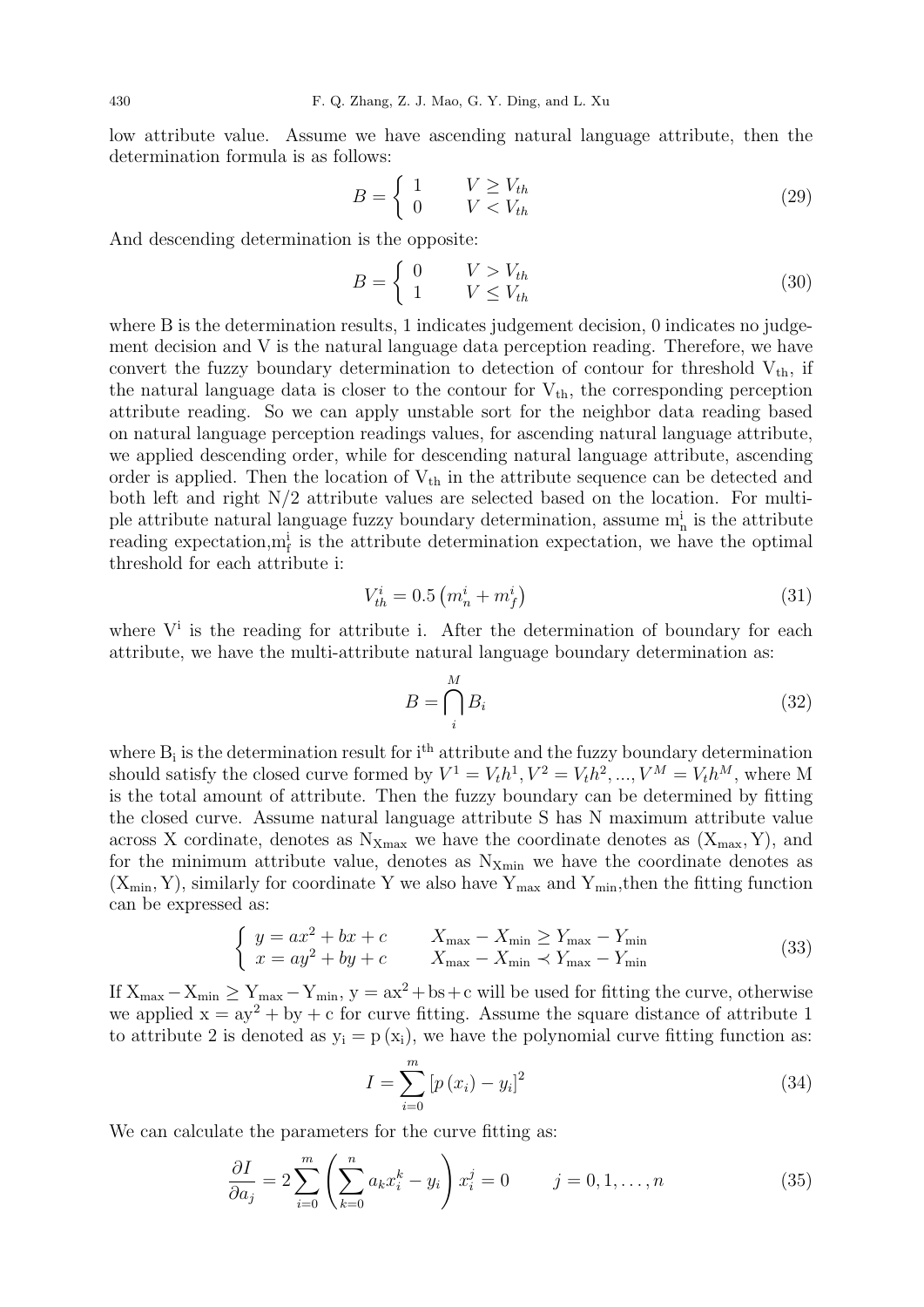low attribute value. Assume we have ascending natural language attribute, then the determination formula is as follows:

$$B = \begin{cases} 1 & V \geq V_{th} \\ 0 & V < V_{th} \end{cases} \tag{29}$$

And descending determination is the opposite:

$$B = \begin{cases} 0 & V > V_{th} \\ 1 & V \leq V_{th} \end{cases} \tag{30}$$

where B is the determination results, 1 indicates judgement decision, 0 indicates no judgement decision and V is the natural language data perception reading. Therefore, we have convert the fuzzy boundary determination to detection of contour for threshold $V_{th}$, if the natural language data is closer to the contour for $V_{th}$, the corresponding perception attribute reading. So we can apply unstable sort for the neighbor data reading based on natural language perception readings values, for ascending natural language attribute, we applied descending order, while for descending natural language attribute, ascending order is applied. Then the location of $V_{th}$ in the attribute sequence can be detected and both left and right N/2 attribute values are selected based on the location. For multiple attribute natural language fuzzy boundary determination, assume $m_n^i$ is the attribute reading expectation,$m_f^i$ is the attribute determination expectation, we have the optimal threshold for each attribute i:

$$V_{th}^{i} = 0.5\left(m_n^i + m_f^i\right) \tag{31}$$

where $V^i$ is the reading for attribute i. After the determination of boundary for each attribute, we have the multi-attribute natural language boundary determination as:

$$B = \bigcap_{i}^{M} B_i \tag{32}$$

where $B_i$ is the determination result for $i^{th}$ attribute and the fuzzy boundary determination should satisfy the closed curve formed by $V^1 = V_t h^1, V^2 = V_t h^2, ..., V^M = V_t h^M$, where M is the total amount of attribute. Then the fuzzy boundary can be determined by fitting the closed curve. Assume natural language attribute S has N maximum attribute value across X cordinate, denotes as $N_{X_{\max}}$ we have the coordinate denotes as $(X_{\max}, Y)$, and for the minimum attribute value, denotes as $N_{X_{\min}}$ we have the coordinate denotes as $(X_{\min}, Y)$, similarly for coordinate Y we also have $Y_{\max}$ and $Y_{\min}$,then the fitting function can be expressed as:

$$\begin{cases} y = ax^2 + bx + c & X_{\max} - X_{\min} \geq Y_{\max} - Y_{\min} \\ x = ay^2 + by + c & X_{\max} - X_{\min} \prec Y_{\max} - Y_{\min} \end{cases} \tag{33}$$

If $X_{\max} - X_{\min} \geq Y_{\max} - Y_{\min}$, $y = ax^2 + bs + c$ will be used for fitting the curve, otherwise we applied $x = ay^2 + by + c$ for curve fitting. Assume the square distance of attribute 1 to attribute 2 is denoted as $y_i = p(x_i)$, we have the polynomial curve fitting function as:

$$I = \sum_{i=0}^{m} \left[p(x_i) - y_i\right]^2 \tag{34}$$

We can calculate the parameters for the curve fitting as:

$$\frac{\partial I}{\partial a_j} = 2\sum_{i=0}^{m}\left(\sum_{k=0}^{n} a_k x_i^k - y_i\right) x_i^j = 0 \qquad j = 0, 1, \ldots, n \tag{35}$$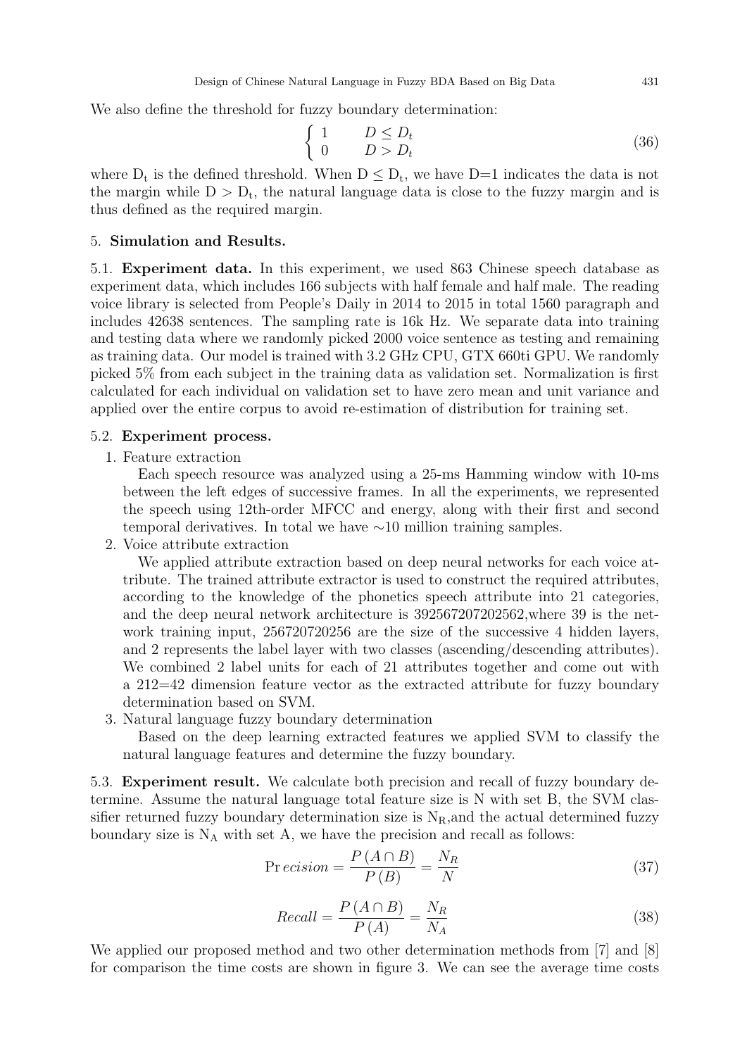We also define the threshold for fuzzy boundary determination:

$$\begin{cases} 1 & D \leq D_t \\ 0 & D > D_t \end{cases} \tag{36}$$

where $D_t$ is the defined threshold. When $D \leq D_t$, we have D=1 indicates the data is not the margin while $D > D_t$, the natural language data is close to the fuzzy margin and is thus defined as the required margin.

## 5. Simulation and Results.

### 5.1. Experiment data.

In this experiment, we used 863 Chinese speech database as experiment data, which includes 166 subjects with half female and half male. The reading voice library is selected from People's Daily in 2014 to 2015 in total 1560 paragraph and includes 42638 sentences. The sampling rate is 16k Hz. We separate data into training and testing data where we randomly picked 2000 voice sentence as testing and remaining as training data. Our model is trained with 3.2 GHz CPU, GTX 660ti GPU. We randomly picked 5% from each subject in the training data as validation set. Normalization is first calculated for each individual on validation set to have zero mean and unit variance and applied over the entire corpus to avoid re-estimation of distribution for training set.

### 5.2. Experiment process.

1. Feature extraction

   Each speech resource was analyzed using a 25-ms Hamming window with 10-ms between the left edges of successive frames. In all the experiments, we represented the speech using 12th-order MFCC and energy, along with their first and second temporal derivatives. In total we have ∼10 million training samples.

2. Voice attribute extraction

   We applied attribute extraction based on deep neural networks for each voice attribute. The trained attribute extractor is used to construct the required attributes, according to the knowledge of the phonetics speech attribute into 21 categories, and the deep neural network architecture is 392567207202562,where 39 is the network training input, 256720720256 are the size of the successive 4 hidden layers, and 2 represents the label layer with two classes (ascending/descending attributes). We combined 2 label units for each of 21 attributes together and come out with a 212=42 dimension feature vector as the extracted attribute for fuzzy boundary determination based on SVM.

3. Natural language fuzzy boundary determination

   Based on the deep learning extracted features we applied SVM to classify the natural language features and determine the fuzzy boundary.

### 5.3. Experiment result.

We calculate both precision and recall of fuzzy boundary determine. Assume the natural language total feature size is N with set B, the SVM classifier returned fuzzy boundary determination size is $N_R$,and the actual determined fuzzy boundary size is $N_A$ with set A, we have the precision and recall as follows:

$$\Pr ecision = \frac{P(A \cap B)}{P(B)} = \frac{N_R}{N} \tag{37}$$

$$Recall = \frac{P(A \cap B)}{P(A)} = \frac{N_R}{N_A} \tag{38}$$

We applied our proposed method and two other determination methods from [7] and [8] for comparison the time costs are shown in figure 3. We can see the average time costs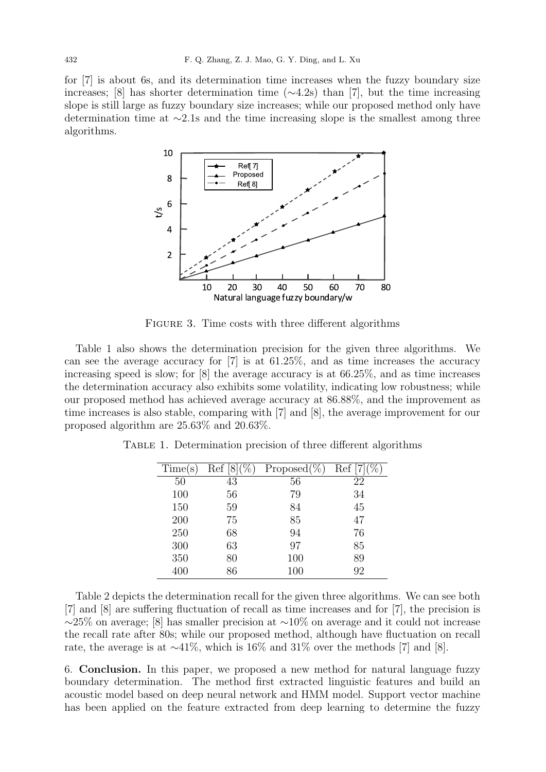for [7] is about 6s, and its determination time increases when the fuzzy boundary size increases; [8] has shorter determination time (∼4.2s) than [7], but the time increasing slope is still large as fuzzy boundary size increases; while our proposed method only have determination time at ∼2.1s and the time increasing slope is the smallest among three algorithms.

10
8
6
4
2
t/s
Ref[ 7]
Proposed
Ref[ 8]
10 20 30 40 50 60 70 80
Natural language fuzzy boundary/w

FIGURE 3. Time costs with three different algorithms

Table 1 also shows the determination precision for the given three algorithms. We can see the average accuracy for [7] is at 61.25%, and as time increases the accuracy increasing speed is slow; for [8] the average accuracy is at 66.25%, and as time increases the determination accuracy also exhibits some volatility, indicating low robustness; while our proposed method has achieved average accuracy at 86.88%, and the improvement as time increases is also stable, comparing with [7] and [8], the average improvement for our proposed algorithm are 25.63% and 20.63%.

TABLE 1. Determination precision of three different algorithms

| Time(s) | Ref [8](%) | Proposed(%) | Ref [7](%) |
|---|---|---|---|
| 50 | 43 | 56 | 22 |
| 100 | 56 | 79 | 34 |
| 150 | 59 | 84 | 45 |
| 200 | 75 | 85 | 47 |
| 250 | 68 | 94 | 76 |
| 300 | 63 | 97 | 85 |
| 350 | 80 | 100 | 89 |
| 400 | 86 | 100 | 92 |

Table 2 depicts the determination recall for the given three algorithms. We can see both [7] and [8] are suffering fluctuation of recall as time increases and for [7], the precision is ∼25% on average; [8] has smaller precision at ∼10% on average and it could not increase the recall rate after 80s; while our proposed method, although have fluctuation on recall rate, the average is at ∼41%, which is 16% and 31% over the methods [7] and [8].

6. **Conclusion.** In this paper, we proposed a new method for natural language fuzzy boundary determination. The method first extracted linguistic features and build an acoustic model based on deep neural network and HMM model. Support vector machine has been applied on the feature extracted from deep learning to determine the fuzzy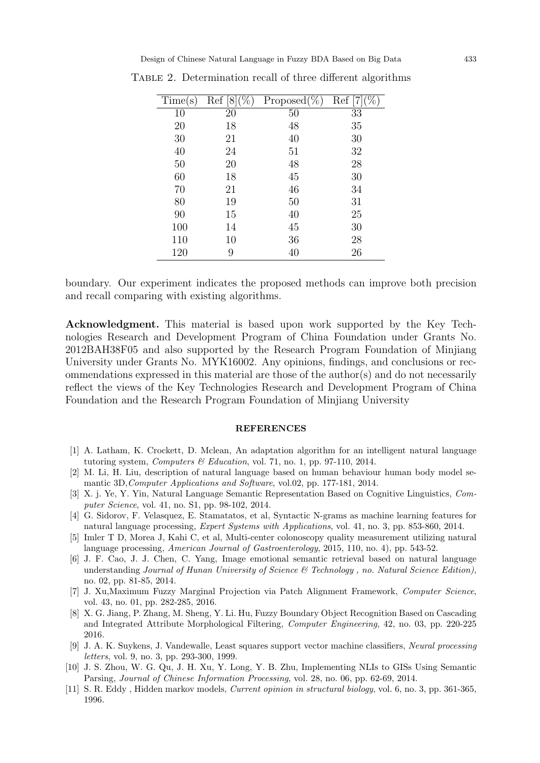Table 2. Determination recall of three different algorithms

| Time(s) | Ref [8](%) | Proposed(%) | Ref [7](%) |
|---|---|---|---|
| 10 | 20 | 50 | 33 |
| 20 | 18 | 48 | 35 |
| 30 | 21 | 40 | 30 |
| 40 | 24 | 51 | 32 |
| 50 | 20 | 48 | 28 |
| 60 | 18 | 45 | 30 |
| 70 | 21 | 46 | 34 |
| 80 | 19 | 50 | 31 |
| 90 | 15 | 40 | 25 |
| 100 | 14 | 45 | 30 |
| 110 | 10 | 36 | 28 |
| 120 | 9 | 40 | 26 |

boundary. Our experiment indicates the proposed methods can improve both precision and recall comparing with existing algorithms.

**Acknowledgment.** This material is based upon work supported by the Key Technologies Research and Development Program of China Foundation under Grants No. 2012BAH38F05 and also supported by the Research Program Foundation of Minjiang University under Grants No. MYK16002. Any opinions, findings, and conclusions or recommendations expressed in this material are those of the author(s) and do not necessarily reflect the views of the Key Technologies Research and Development Program of China Foundation and the Research Program Foundation of Minjiang University

## REFERENCES

[1] A. Latham, K. Crockett, D. Mclean, An adaptation algorithm for an intelligent natural language tutoring system, *Computers & Education*, vol. 71, no. 1, pp. 97-110, 2014.

[2] M. Li, H. Liu, description of natural language based on human behaviour human body model semantic 3D,*Computer Applications and Software*, vol.02, pp. 177-181, 2014.

[3] X. j. Ye, Y. Yin, Natural Language Semantic Representation Based on Cognitive Linguistics, *Computer Science*, vol. 41, no. S1, pp. 98-102, 2014.

[4] G. Sidorov, F. Velasquez, E. Stamatatos, et al, Syntactic N-grams as machine learning features for natural language processing, *Expert Systems with Applications*, vol. 41, no. 3, pp. 853-860, 2014.

[5] Imler T D, Morea J, Kahi C, et al, Multi-center colonoscopy quality measurement utilizing natural language processing, *American Journal of Gastroenterology*, 2015, 110, no. 4), pp. 543-52.

[6] J. F. Cao, J. J. Chen, C. Yang, Image emotional semantic retrieval based on natural language understanding *Journal of Hunan University of Science & Technology , no. Natural Science Edition)*, no. 02, pp. 81-85, 2014.

[7] J. Xu,Maximum Fuzzy Marginal Projection via Patch Alignment Framework, *Computer Science*, vol. 43, no. 01, pp. 282-285, 2016.

[8] X. G. Jiang, P. Zhang, M. Sheng, Y. Li. Hu, Fuzzy Boundary Object Recognition Based on Cascading and Integrated Attribute Morphological Filtering, *Computer Engineering*, 42, no. 03, pp. 220-225 2016.

[9] J. A. K. Suykens, J. Vandewalle, Least squares support vector machine classifiers, *Neural processing letters*, vol. 9, no. 3, pp. 293-300, 1999.

[10] J. S. Zhou, W. G. Qu, J. H. Xu, Y. Long, Y. B. Zhu, Implementing NLIs to GISs Using Semantic Parsing, *Journal of Chinese Information Processing*, vol. 28, no. 06, pp. 62-69, 2014.

[11] S. R. Eddy , Hidden markov models, *Current opinion in structural biology*, vol. 6, no. 3, pp. 361-365, 1996.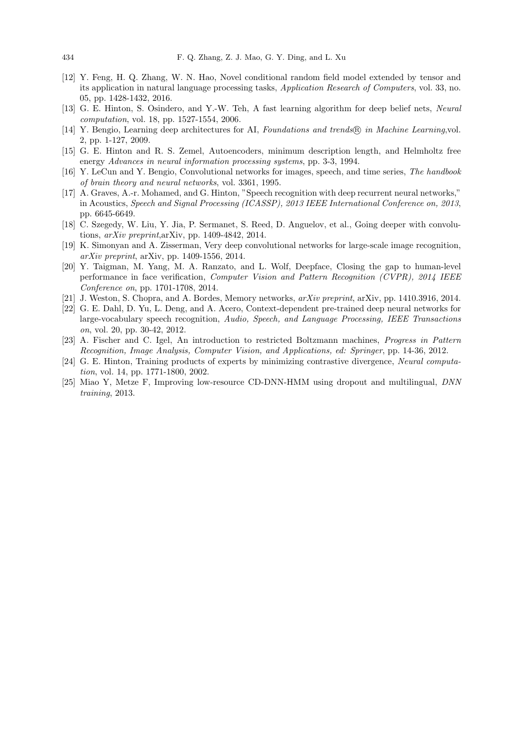[12] Y. Feng, H. Q. Zhang, W. N. Hao, Novel conditional random field model extended by tensor and its application in natural language processing tasks, *Application Research of Computers*, vol. 33, no. 05, pp. 1428-1432, 2016.

[13] G. E. Hinton, S. Osindero, and Y.-W. Teh, A fast learning algorithm for deep belief nets, *Neural computation*, vol. 18, pp. 1527-1554, 2006.

[14] Y. Bengio, Learning deep architectures for AI, *Foundations and trends® in Machine Learning*,vol. 2, pp. 1-127, 2009.

[15] G. E. Hinton and R. S. Zemel, Autoencoders, minimum description length, and Helmholtz free energy *Advances in neural information processing systems*, pp. 3-3, 1994.

[16] Y. LeCun and Y. Bengio, Convolutional networks for images, speech, and time series, *The handbook of brain theory and neural networks*, vol. 3361, 1995.

[17] A. Graves, A.-r. Mohamed, and G. Hinton, "Speech recognition with deep recurrent neural networks," in Acoustics, *Speech and Signal Processing (ICASSP), 2013 IEEE International Conference on, 2013*, pp. 6645-6649.

[18] C. Szegedy, W. Liu, Y. Jia, P. Sermanet, S. Reed, D. Anguelov, et al., Going deeper with convolutions, *arXiv preprint*,arXiv, pp. 1409-4842, 2014.

[19] K. Simonyan and A. Zisserman, Very deep convolutional networks for large-scale image recognition, *arXiv preprint*, arXiv, pp. 1409-1556, 2014.

[20] Y. Taigman, M. Yang, M. A. Ranzato, and L. Wolf, Deepface, Closing the gap to human-level performance in face verification, *Computer Vision and Pattern Recognition (CVPR), 2014 IEEE Conference on*, pp. 1701-1708, 2014.

[21] J. Weston, S. Chopra, and A. Bordes, Memory networks, *arXiv preprint*, arXiv, pp. 1410.3916, 2014.

[22] G. E. Dahl, D. Yu, L. Deng, and A. Acero, Context-dependent pre-trained deep neural networks for large-vocabulary speech recognition, *Audio, Speech, and Language Processing, IEEE Transactions on*, vol. 20, pp. 30-42, 2012.

[23] A. Fischer and C. Igel, An introduction to restricted Boltzmann machines, *Progress in Pattern Recognition, Image Analysis, Computer Vision, and Applications, ed: Springer*, pp. 14-36, 2012.

[24] G. E. Hinton, Training products of experts by minimizing contrastive divergence, *Neural computation*, vol. 14, pp. 1771-1800, 2002.

[25] Miao Y, Metze F, Improving low-resource CD-DNN-HMM using dropout and multilingual, *DNN training*, 2013.